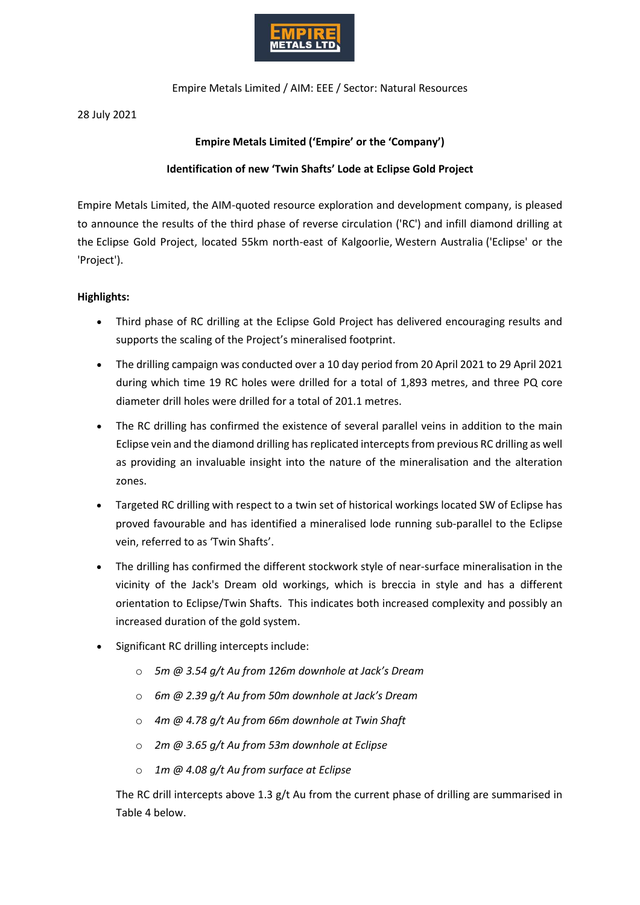Empire Metals Limited / AIM: EEE / Sector: Natural Resources

28 July 2021

**Empire Metals Limited ('Empire' or the 'Company')**

**Identification of new 'Twin Shafts' Lode at Eclipse Gold Project**

Empire Metals Limited, the AIM-quoted resource exploration and development company, is pleased to announce the results of the third phase of reverse circulation ('RC') and infill diamond drilling at the Eclipse Gold Project, located 55km north-east of Kalgoorlie, Western Australia ('Eclipse' or the 'Project').

**Highlights:**

- Third phase of RC drilling at the Eclipse Gold Project has delivered encouraging results and supports the scaling of the Project's mineralised footprint.
- The drilling campaign was conducted over a 10 day period from 20 April 2021 to 29 April 2021 during which time 19 RC holes were drilled for a total of 1,893 metres, and three PQ core diameter drill holes were drilled for a total of 201.1 metres.
- The RC drilling has confirmed the existence of several parallel veins in addition to the main Eclipse vein and the diamond drilling has replicated intercepts from previous RC drilling as well as providing an invaluable insight into the nature of the mineralisation and the alteration zones.
- Targeted RC drilling with respect to a twin set of historical workings located SW of Eclipse has proved favourable and has identified a mineralised lode running sub-parallel to the Eclipse vein, referred to as 'Twin Shafts'.
- The drilling has confirmed the different stockwork style of near-surface mineralisation in the vicinity of the Jack's Dream old workings, which is breccia in style and has a different orientation to Eclipse/Twin Shafts. This indicates both increased complexity and possibly an increased duration of the gold system.
- Significant RC drilling intercepts include:
  - *5m @ 3.54 g/t Au from 126m downhole at Jack's Dream*
  - *6m @ 2.39 g/t Au from 50m downhole at Jack's Dream*
  - *4m @ 4.78 g/t Au from 66m downhole at Twin Shaft*
  - *2m @ 3.65 g/t Au from 53m downhole at Eclipse*
  - *1m @ 4.08 g/t Au from surface at Eclipse*

  The RC drill intercepts above 1.3 g/t Au from the current phase of drilling are summarised in Table 4 below.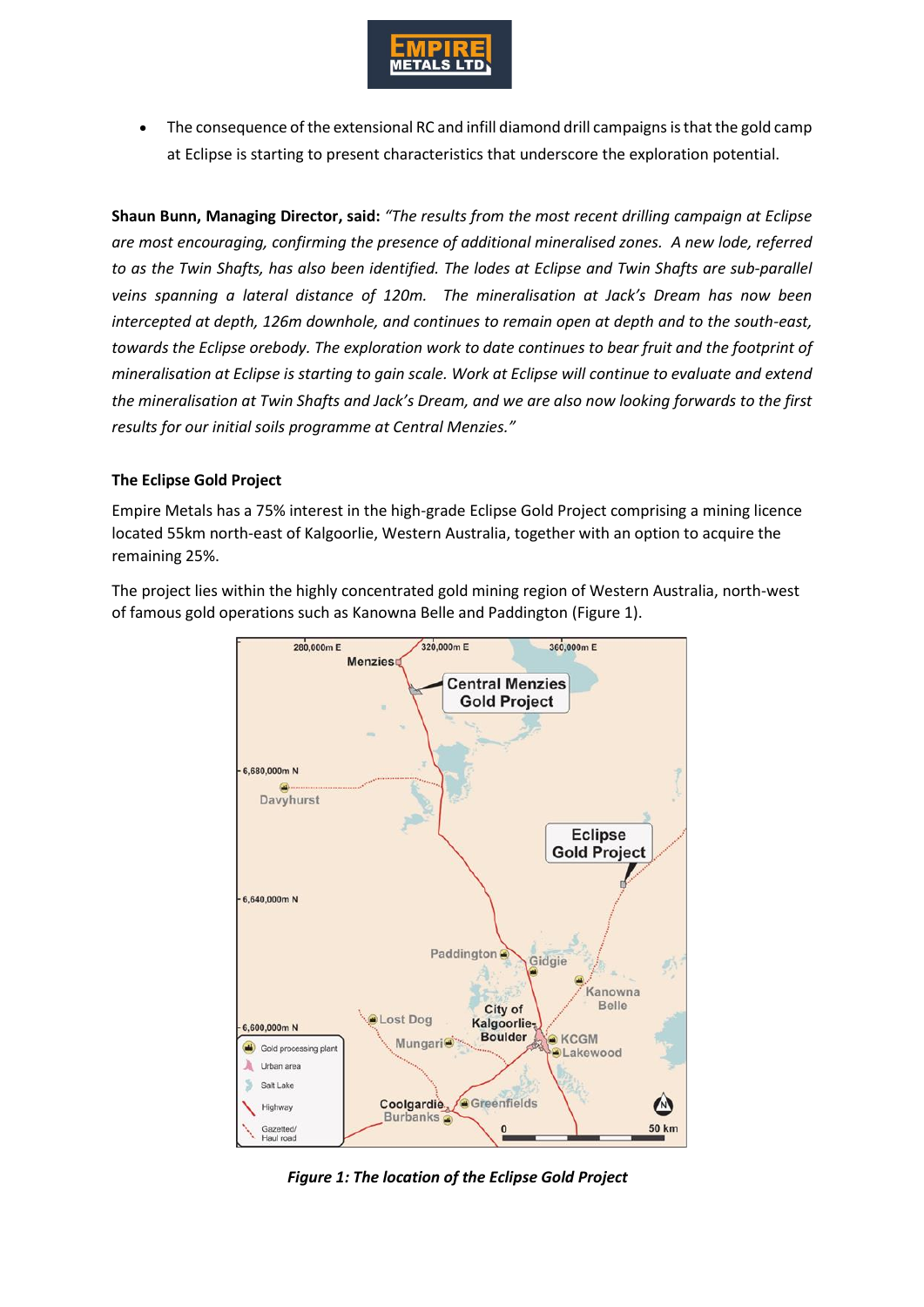- The consequence of the extensional RC and infill diamond drill campaigns is that the gold camp at Eclipse is starting to present characteristics that underscore the exploration potential.

**Shaun Bunn, Managing Director, said:** *"The results from the most recent drilling campaign at Eclipse are most encouraging, confirming the presence of additional mineralised zones. A new lode, referred to as the Twin Shafts, has also been identified. The lodes at Eclipse and Twin Shafts are sub-parallel veins spanning a lateral distance of 120m. The mineralisation at Jack's Dream has now been intercepted at depth, 126m downhole, and continues to remain open at depth and to the south-east, towards the Eclipse orebody. The exploration work to date continues to bear fruit and the footprint of mineralisation at Eclipse is starting to gain scale. Work at Eclipse will continue to evaluate and extend the mineralisation at Twin Shafts and Jack's Dream, and we are also now looking forwards to the first results for our initial soils programme at Central Menzies."*

**The Eclipse Gold Project**

Empire Metals has a 75% interest in the high-grade Eclipse Gold Project comprising a mining licence located 55km north-east of Kalgoorlie, Western Australia, together with an option to acquire the remaining 25%.

The project lies within the highly concentrated gold mining region of Western Australia, north-west of famous gold operations such as Kanowna Belle and Paddington (Figure 1).

***Figure 1: The location of the Eclipse Gold Project***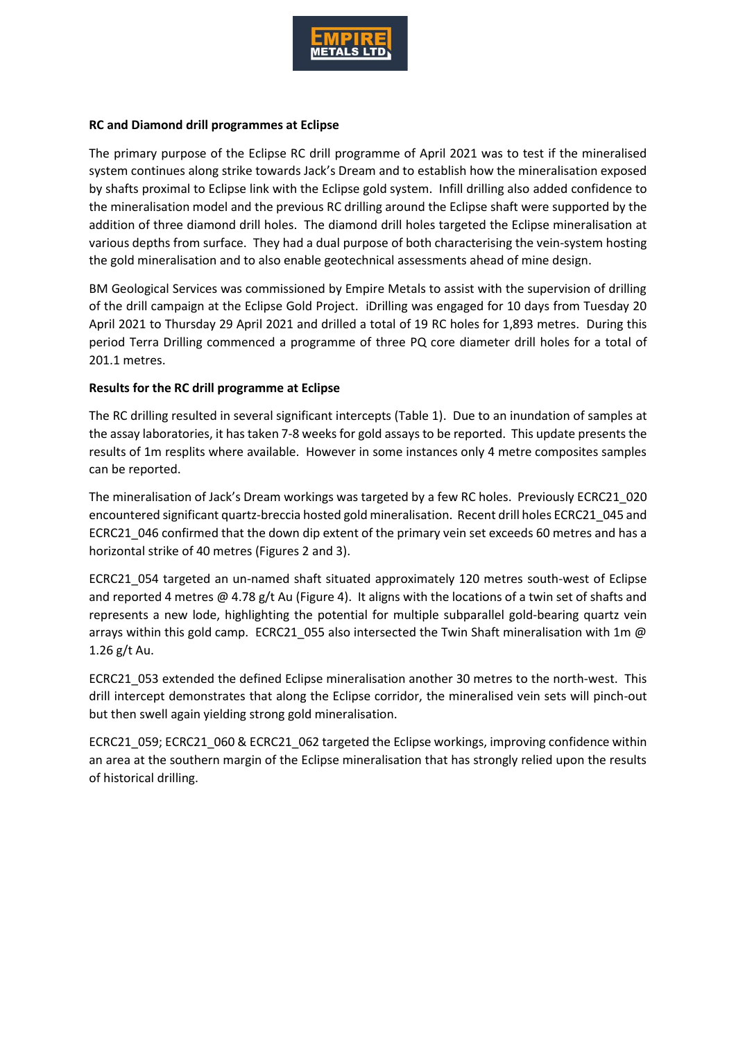**RC and Diamond drill programmes at Eclipse**

The primary purpose of the Eclipse RC drill programme of April 2021 was to test if the mineralised system continues along strike towards Jack's Dream and to establish how the mineralisation exposed by shafts proximal to Eclipse link with the Eclipse gold system. Infill drilling also added confidence to the mineralisation model and the previous RC drilling around the Eclipse shaft were supported by the addition of three diamond drill holes. The diamond drill holes targeted the Eclipse mineralisation at various depths from surface. They had a dual purpose of both characterising the vein-system hosting the gold mineralisation and to also enable geotechnical assessments ahead of mine design.

BM Geological Services was commissioned by Empire Metals to assist with the supervision of drilling of the drill campaign at the Eclipse Gold Project. iDrilling was engaged for 10 days from Tuesday 20 April 2021 to Thursday 29 April 2021 and drilled a total of 19 RC holes for 1,893 metres. During this period Terra Drilling commenced a programme of three PQ core diameter drill holes for a total of 201.1 metres.

**Results for the RC drill programme at Eclipse**

The RC drilling resulted in several significant intercepts (Table 1). Due to an inundation of samples at the assay laboratories, it has taken 7-8 weeks for gold assays to be reported. This update presents the results of 1m resplits where available. However in some instances only 4 metre composites samples can be reported.

The mineralisation of Jack's Dream workings was targeted by a few RC holes. Previously ECRC21_020 encountered significant quartz-breccia hosted gold mineralisation. Recent drill holes ECRC21_045 and ECRC21_046 confirmed that the down dip extent of the primary vein set exceeds 60 metres and has a horizontal strike of 40 metres (Figures 2 and 3).

ECRC21_054 targeted an un-named shaft situated approximately 120 metres south-west of Eclipse and reported 4 metres @ 4.78 g/t Au (Figure 4). It aligns with the locations of a twin set of shafts and represents a new lode, highlighting the potential for multiple subparallel gold-bearing quartz vein arrays within this gold camp. ECRC21_055 also intersected the Twin Shaft mineralisation with 1m @ 1.26 g/t Au.

ECRC21_053 extended the defined Eclipse mineralisation another 30 metres to the north-west. This drill intercept demonstrates that along the Eclipse corridor, the mineralised vein sets will pinch-out but then swell again yielding strong gold mineralisation.

ECRC21_059; ECRC21_060 & ECRC21_062 targeted the Eclipse workings, improving confidence within an area at the southern margin of the Eclipse mineralisation that has strongly relied upon the results of historical drilling.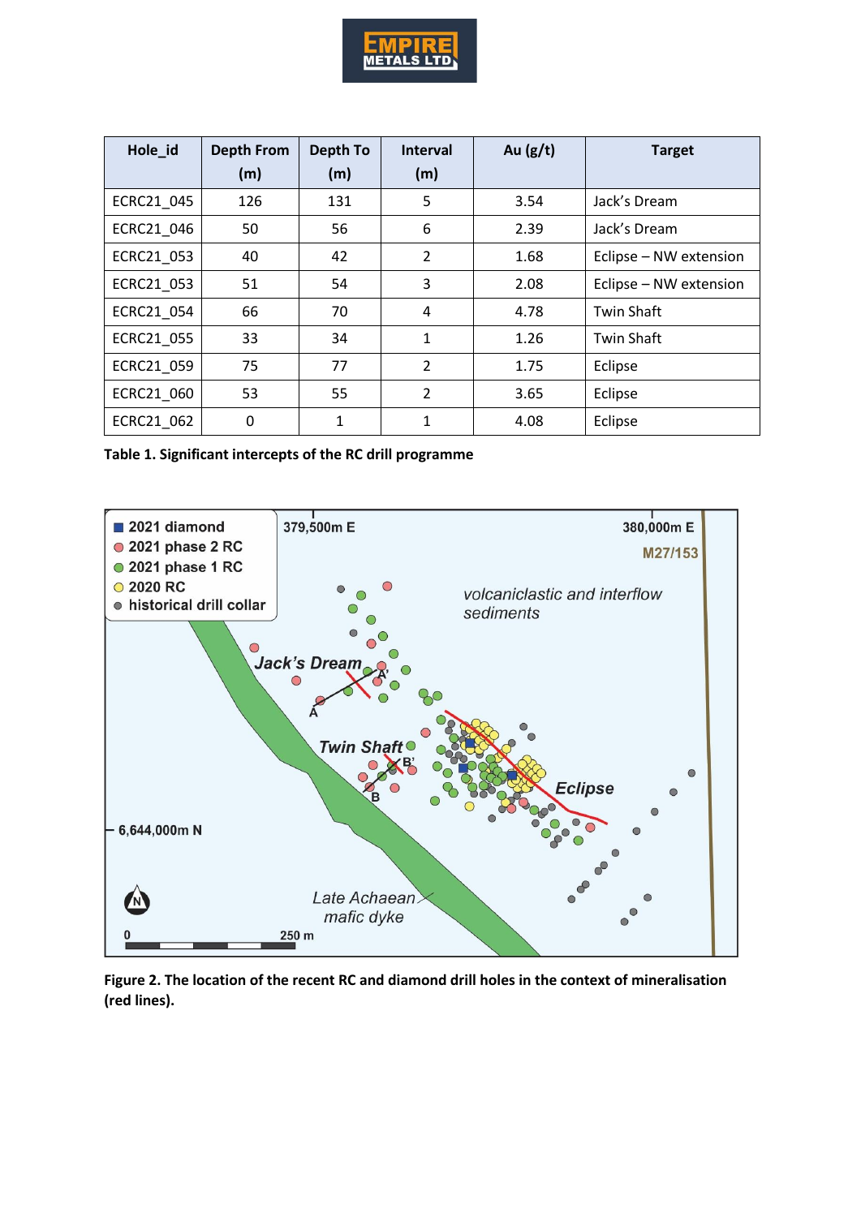| Hole_id | Depth From (m) | Depth To (m) | Interval (m) | Au (g/t) | Target |
|---|---|---|---|---|---|
| ECRC21_045 | 126 | 131 | 5 | 3.54 | Jack's Dream |
| ECRC21_046 | 50 | 56 | 6 | 2.39 | Jack's Dream |
| ECRC21_053 | 40 | 42 | 2 | 1.68 | Eclipse – NW extension |
| ECRC21_053 | 51 | 54 | 3 | 2.08 | Eclipse – NW extension |
| ECRC21_054 | 66 | 70 | 4 | 4.78 | Twin Shaft |
| ECRC21_055 | 33 | 34 | 1 | 1.26 | Twin Shaft |
| ECRC21_059 | 75 | 77 | 2 | 1.75 | Eclipse |
| ECRC21_060 | 53 | 55 | 2 | 3.65 | Eclipse |
| ECRC21_062 | 0 | 1 | 1 | 4.08 | Eclipse |

**Table 1. Significant intercepts of the RC drill programme**

**Figure 2. The location of the recent RC and diamond drill holes in the context of mineralisation (red lines).**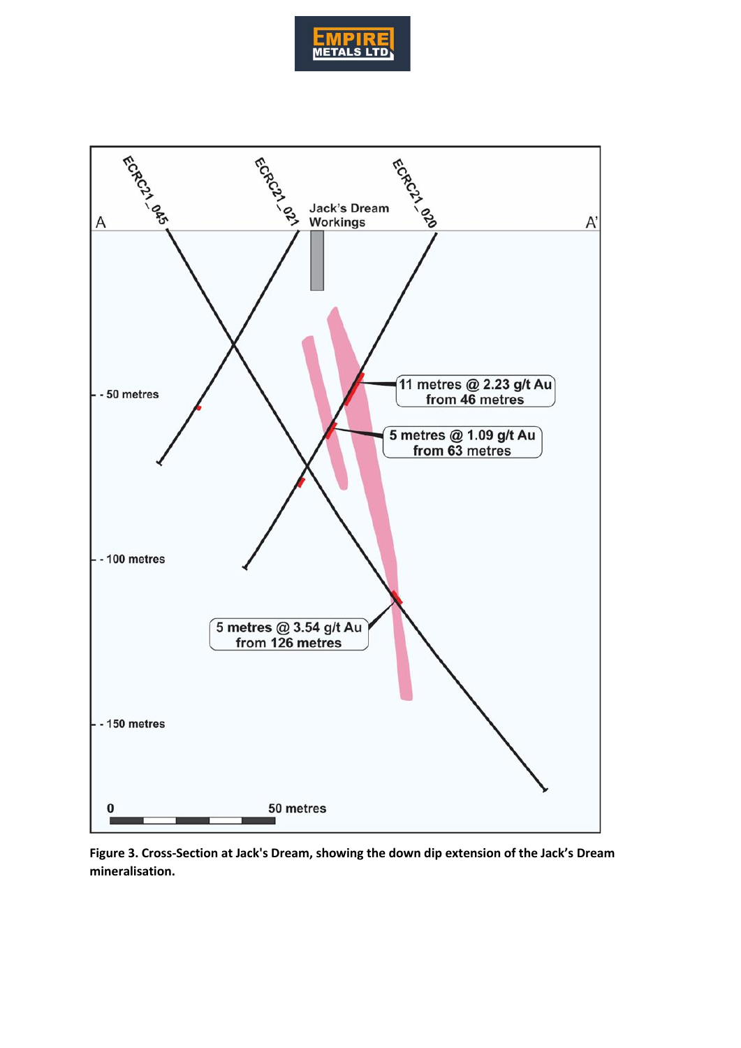**Figure 3. Cross-Section at Jack's Dream, showing the down dip extension of the Jack's Dream mineralisation.**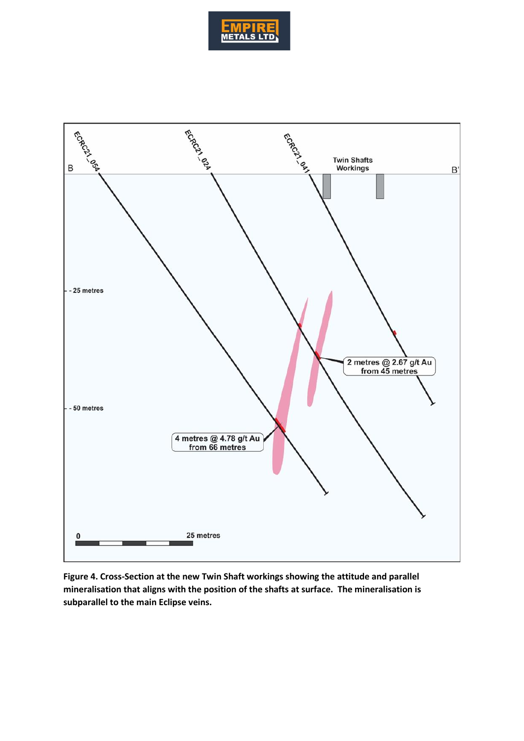**Figure 4. Cross-Section at the new Twin Shaft workings showing the attitude and parallel mineralisation that aligns with the position of the shafts at surface. The mineralisation is subparallel to the main Eclipse veins.**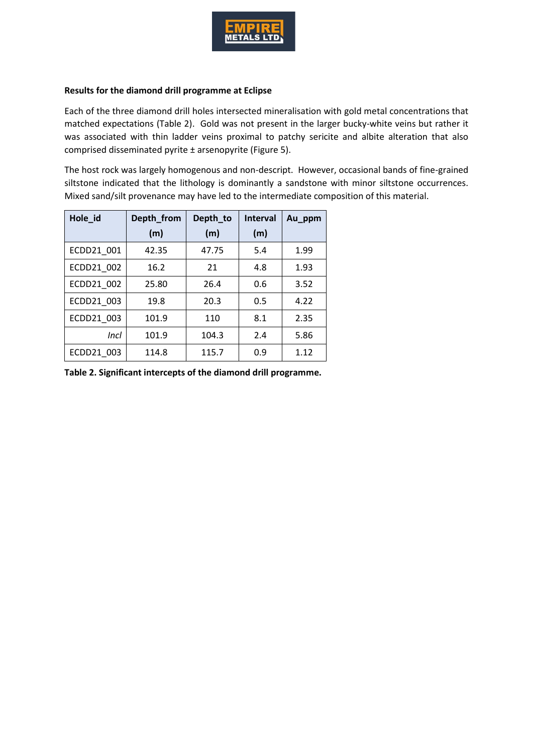**Results for the diamond drill programme at Eclipse**

Each of the three diamond drill holes intersected mineralisation with gold metal concentrations that matched expectations (Table 2). Gold was not present in the larger bucky-white veins but rather it was associated with thin ladder veins proximal to patchy sericite and albite alteration that also comprised disseminated pyrite ± arsenopyrite (Figure 5).

The host rock was largely homogenous and non-descript. However, occasional bands of fine-grained siltstone indicated that the lithology is dominantly a sandstone with minor siltstone occurrences. Mixed sand/silt provenance may have led to the intermediate composition of this material.

| Hole_id | Depth_from (m) | Depth_to (m) | Interval (m) | Au_ppm |
|---|---|---|---|---|
| ECDD21_001 | 42.35 | 47.75 | 5.4 | 1.99 |
| ECDD21_002 | 16.2 | 21 | 4.8 | 1.93 |
| ECDD21_002 | 25.80 | 26.4 | 0.6 | 3.52 |
| ECDD21_003 | 19.8 | 20.3 | 0.5 | 4.22 |
| ECDD21_003 | 101.9 | 110 | 8.1 | 2.35 |
| *Incl* | 101.9 | 104.3 | 2.4 | 5.86 |
| ECDD21_003 | 114.8 | 115.7 | 0.9 | 1.12 |

**Table 2. Significant intercepts of the diamond drill programme.**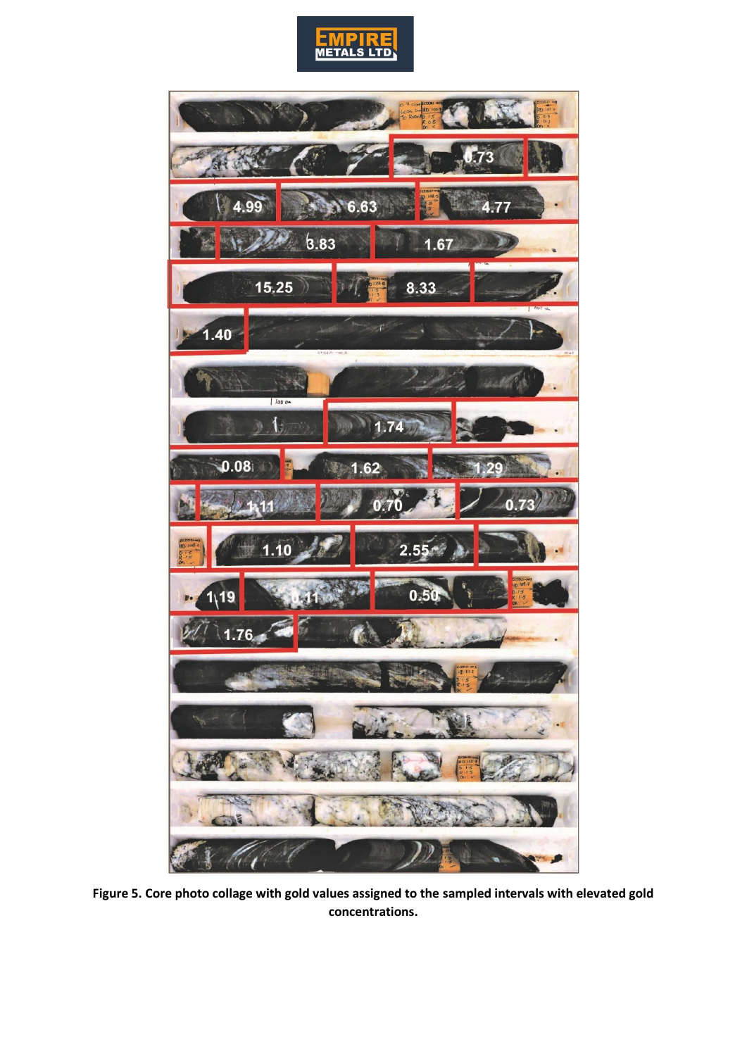**Figure 5. Core photo collage with gold values assigned to the sampled intervals with elevated gold concentrations.**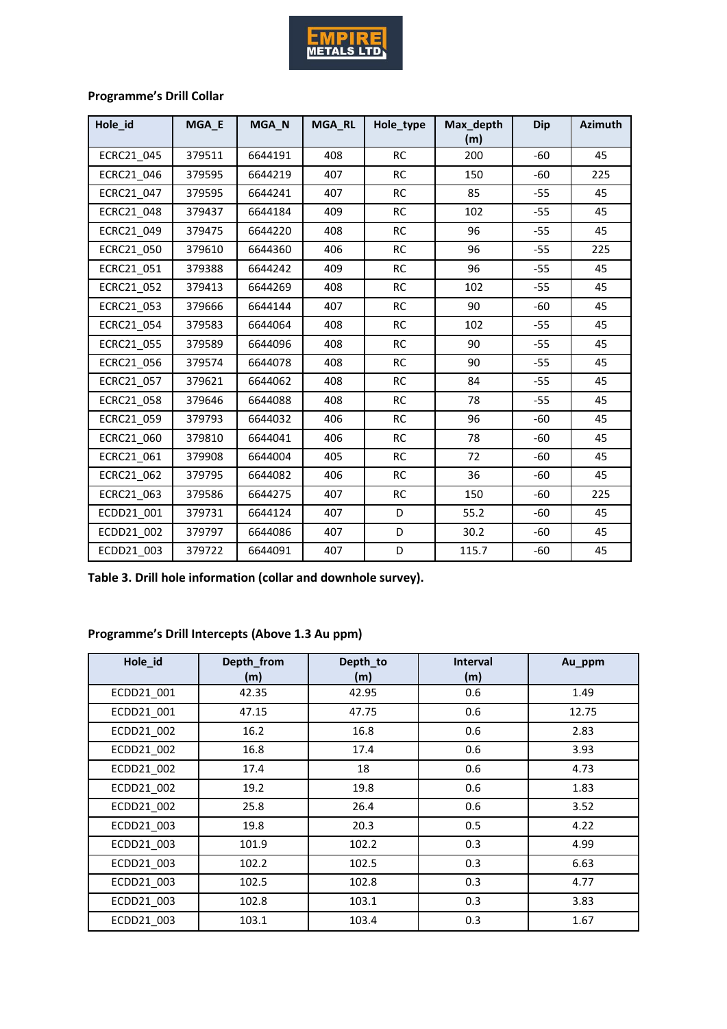**Programme's Drill Collar**

| Hole_id | MGA_E | MGA_N | MGA_RL | Hole_type | Max_depth (m) | Dip | Azimuth |
|---|---|---|---|---|---|---|---|
| ECRC21_045 | 379511 | 6644191 | 408 | RC | 200 | -60 | 45 |
| ECRC21_046 | 379595 | 6644219 | 407 | RC | 150 | -60 | 225 |
| ECRC21_047 | 379595 | 6644241 | 407 | RC | 85 | -55 | 45 |
| ECRC21_048 | 379437 | 6644184 | 409 | RC | 102 | -55 | 45 |
| ECRC21_049 | 379475 | 6644220 | 408 | RC | 96 | -55 | 45 |
| ECRC21_050 | 379610 | 6644360 | 406 | RC | 96 | -55 | 225 |
| ECRC21_051 | 379388 | 6644242 | 409 | RC | 96 | -55 | 45 |
| ECRC21_052 | 379413 | 6644269 | 408 | RC | 102 | -55 | 45 |
| ECRC21_053 | 379666 | 6644144 | 407 | RC | 90 | -60 | 45 |
| ECRC21_054 | 379583 | 6644064 | 408 | RC | 102 | -55 | 45 |
| ECRC21_055 | 379589 | 6644096 | 408 | RC | 90 | -55 | 45 |
| ECRC21_056 | 379574 | 6644078 | 408 | RC | 90 | -55 | 45 |
| ECRC21_057 | 379621 | 6644062 | 408 | RC | 84 | -55 | 45 |
| ECRC21_058 | 379646 | 6644088 | 408 | RC | 78 | -55 | 45 |
| ECRC21_059 | 379793 | 6644032 | 406 | RC | 96 | -60 | 45 |
| ECRC21_060 | 379810 | 6644041 | 406 | RC | 78 | -60 | 45 |
| ECRC21_061 | 379908 | 6644004 | 405 | RC | 72 | -60 | 45 |
| ECRC21_062 | 379795 | 6644082 | 406 | RC | 36 | -60 | 45 |
| ECRC21_063 | 379586 | 6644275 | 407 | RC | 150 | -60 | 225 |
| ECDD21_001 | 379731 | 6644124 | 407 | D | 55.2 | -60 | 45 |
| ECDD21_002 | 379797 | 6644086 | 407 | D | 30.2 | -60 | 45 |
| ECDD21_003 | 379722 | 6644091 | 407 | D | 115.7 | -60 | 45 |

**Table 3. Drill hole information (collar and downhole survey).**

**Programme's Drill Intercepts (Above 1.3 Au ppm)**

| Hole_id | Depth_from (m) | Depth_to (m) | Interval (m) | Au_ppm |
|---|---|---|---|---|
| ECDD21_001 | 42.35 | 42.95 | 0.6 | 1.49 |
| ECDD21_001 | 47.15 | 47.75 | 0.6 | 12.75 |
| ECDD21_002 | 16.2 | 16.8 | 0.6 | 2.83 |
| ECDD21_002 | 16.8 | 17.4 | 0.6 | 3.93 |
| ECDD21_002 | 17.4 | 18 | 0.6 | 4.73 |
| ECDD21_002 | 19.2 | 19.8 | 0.6 | 1.83 |
| ECDD21_002 | 25.8 | 26.4 | 0.6 | 3.52 |
| ECDD21_003 | 19.8 | 20.3 | 0.5 | 4.22 |
| ECDD21_003 | 101.9 | 102.2 | 0.3 | 4.99 |
| ECDD21_003 | 102.2 | 102.5 | 0.3 | 6.63 |
| ECDD21_003 | 102.5 | 102.8 | 0.3 | 4.77 |
| ECDD21_003 | 102.8 | 103.1 | 0.3 | 3.83 |
| ECDD21_003 | 103.1 | 103.4 | 0.3 | 1.67 |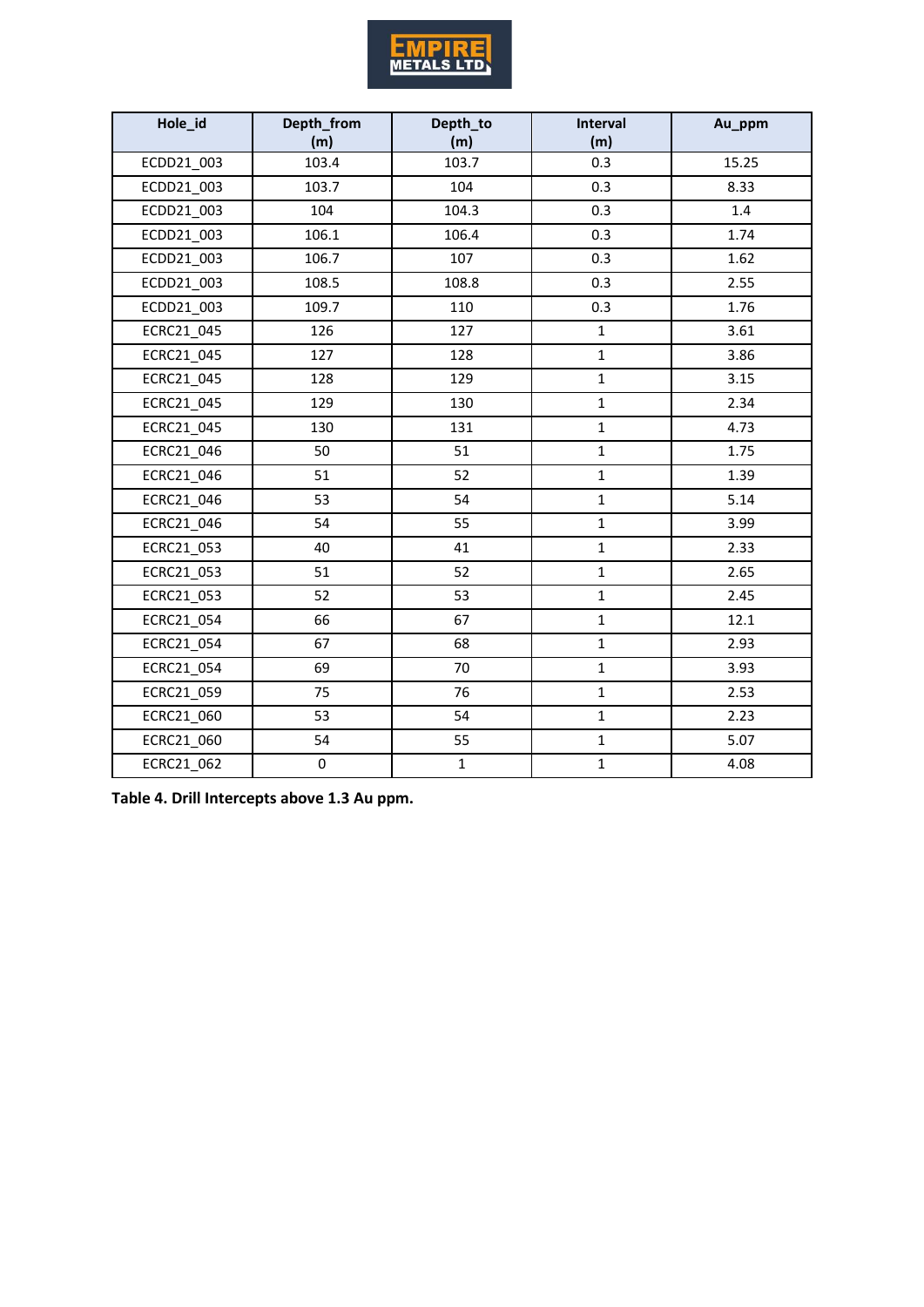| Hole_id | Depth_from (m) | Depth_to (m) | Interval (m) | Au_ppm |
|---|---|---|---|---|
| ECDD21_003 | 103.4 | 103.7 | 0.3 | 15.25 |
| ECDD21_003 | 103.7 | 104 | 0.3 | 8.33 |
| ECDD21_003 | 104 | 104.3 | 0.3 | 1.4 |
| ECDD21_003 | 106.1 | 106.4 | 0.3 | 1.74 |
| ECDD21_003 | 106.7 | 107 | 0.3 | 1.62 |
| ECDD21_003 | 108.5 | 108.8 | 0.3 | 2.55 |
| ECDD21_003 | 109.7 | 110 | 0.3 | 1.76 |
| ECRC21_045 | 126 | 127 | 1 | 3.61 |
| ECRC21_045 | 127 | 128 | 1 | 3.86 |
| ECRC21_045 | 128 | 129 | 1 | 3.15 |
| ECRC21_045 | 129 | 130 | 1 | 2.34 |
| ECRC21_045 | 130 | 131 | 1 | 4.73 |
| ECRC21_046 | 50 | 51 | 1 | 1.75 |
| ECRC21_046 | 51 | 52 | 1 | 1.39 |
| ECRC21_046 | 53 | 54 | 1 | 5.14 |
| ECRC21_046 | 54 | 55 | 1 | 3.99 |
| ECRC21_053 | 40 | 41 | 1 | 2.33 |
| ECRC21_053 | 51 | 52 | 1 | 2.65 |
| ECRC21_053 | 52 | 53 | 1 | 2.45 |
| ECRC21_054 | 66 | 67 | 1 | 12.1 |
| ECRC21_054 | 67 | 68 | 1 | 2.93 |
| ECRC21_054 | 69 | 70 | 1 | 3.93 |
| ECRC21_059 | 75 | 76 | 1 | 2.53 |
| ECRC21_060 | 53 | 54 | 1 | 2.23 |
| ECRC21_060 | 54 | 55 | 1 | 5.07 |
| ECRC21_062 | 0 | 1 | 1 | 4.08 |

**Table 4. Drill Intercepts above 1.3 Au ppm.**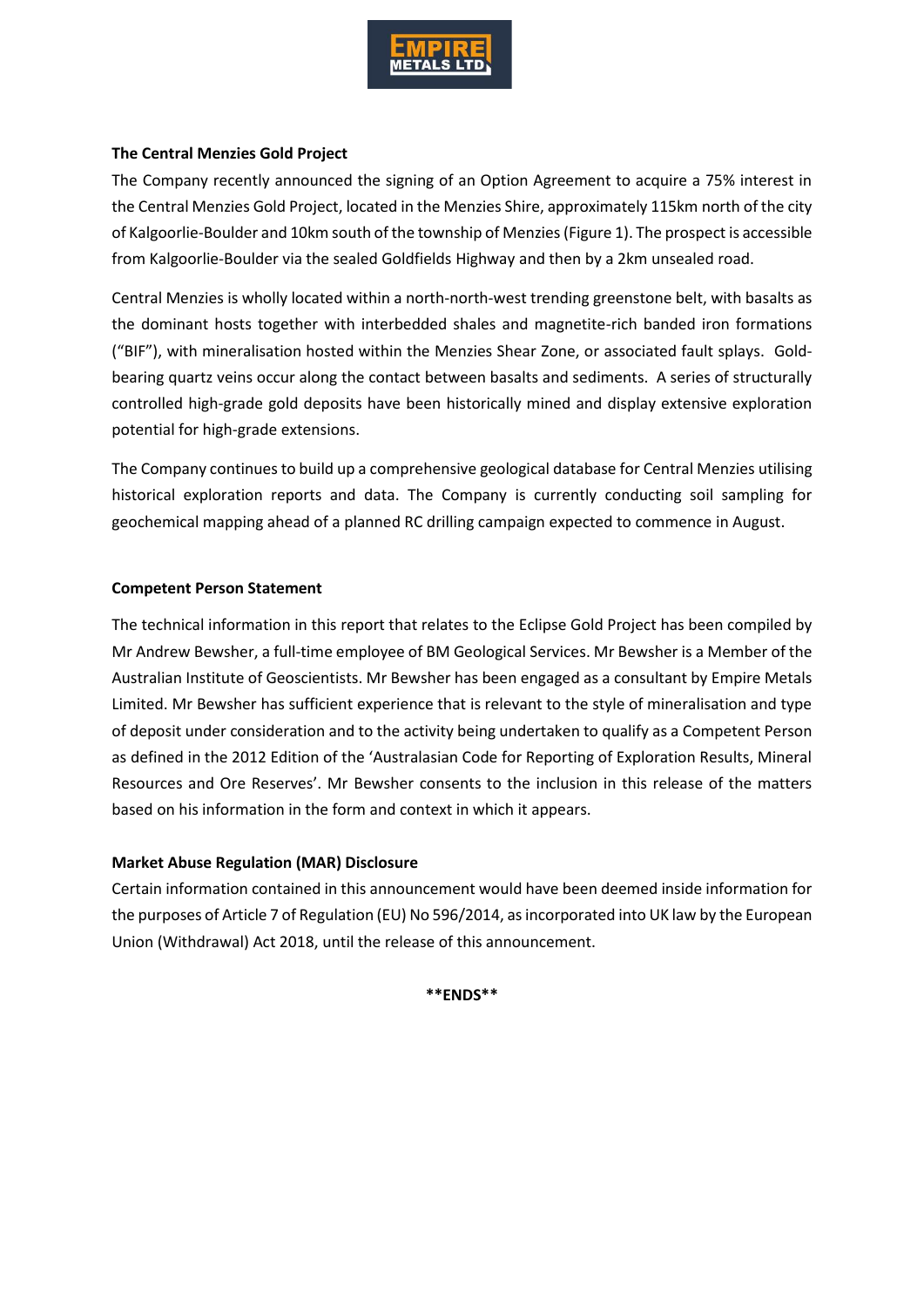**The Central Menzies Gold Project**

The Company recently announced the signing of an Option Agreement to acquire a 75% interest in the Central Menzies Gold Project, located in the Menzies Shire, approximately 115km north of the city of Kalgoorlie-Boulder and 10km south of the township of Menzies (Figure 1). The prospect is accessible from Kalgoorlie-Boulder via the sealed Goldfields Highway and then by a 2km unsealed road.

Central Menzies is wholly located within a north-north-west trending greenstone belt, with basalts as the dominant hosts together with interbedded shales and magnetite-rich banded iron formations ("BIF"), with mineralisation hosted within the Menzies Shear Zone, or associated fault splays. Gold-bearing quartz veins occur along the contact between basalts and sediments. A series of structurally controlled high-grade gold deposits have been historically mined and display extensive exploration potential for high-grade extensions.

The Company continues to build up a comprehensive geological database for Central Menzies utilising historical exploration reports and data. The Company is currently conducting soil sampling for geochemical mapping ahead of a planned RC drilling campaign expected to commence in August.

**Competent Person Statement**

The technical information in this report that relates to the Eclipse Gold Project has been compiled by Mr Andrew Bewsher, a full-time employee of BM Geological Services. Mr Bewsher is a Member of the Australian Institute of Geoscientists. Mr Bewsher has been engaged as a consultant by Empire Metals Limited. Mr Bewsher has sufficient experience that is relevant to the style of mineralisation and type of deposit under consideration and to the activity being undertaken to qualify as a Competent Person as defined in the 2012 Edition of the 'Australasian Code for Reporting of Exploration Results, Mineral Resources and Ore Reserves'. Mr Bewsher consents to the inclusion in this release of the matters based on his information in the form and context in which it appears.

**Market Abuse Regulation (MAR) Disclosure**

Certain information contained in this announcement would have been deemed inside information for the purposes of Article 7 of Regulation (EU) No 596/2014, as incorporated into UK law by the European Union (Withdrawal) Act 2018, until the release of this announcement.

**ENDS**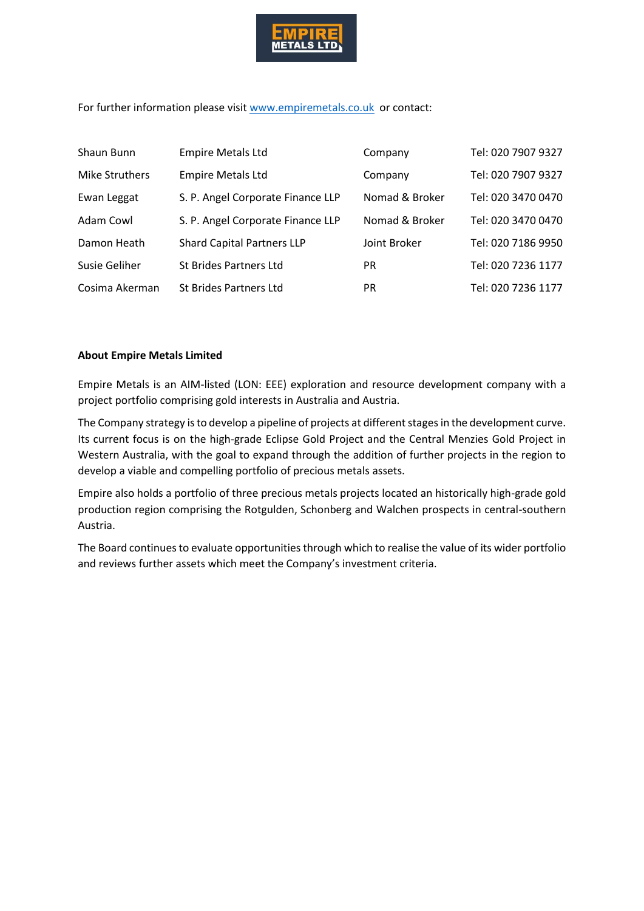For further information please visit www.empiremetals.co.uk or contact:

| | | | |
|---|---|---|---|
| Shaun Bunn | Empire Metals Ltd | Company | Tel: 020 7907 9327 |
| Mike Struthers | Empire Metals Ltd | Company | Tel: 020 7907 9327 |
| Ewan Leggat | S. P. Angel Corporate Finance LLP | Nomad & Broker | Tel: 020 3470 0470 |
| Adam Cowl | S. P. Angel Corporate Finance LLP | Nomad & Broker | Tel: 020 3470 0470 |
| Damon Heath | Shard Capital Partners LLP | Joint Broker | Tel: 020 7186 9950 |
| Susie Geliher | St Brides Partners Ltd | PR | Tel: 020 7236 1177 |
| Cosima Akerman | St Brides Partners Ltd | PR | Tel: 020 7236 1177 |

**About Empire Metals Limited**

Empire Metals is an AIM-listed (LON: EEE) exploration and resource development company with a project portfolio comprising gold interests in Australia and Austria.

The Company strategy is to develop a pipeline of projects at different stages in the development curve. Its current focus is on the high-grade Eclipse Gold Project and the Central Menzies Gold Project in Western Australia, with the goal to expand through the addition of further projects in the region to develop a viable and compelling portfolio of precious metals assets.

Empire also holds a portfolio of three precious metals projects located an historically high-grade gold production region comprising the Rotgulden, Schonberg and Walchen prospects in central-southern Austria.

The Board continues to evaluate opportunities through which to realise the value of its wider portfolio and reviews further assets which meet the Company's investment criteria.